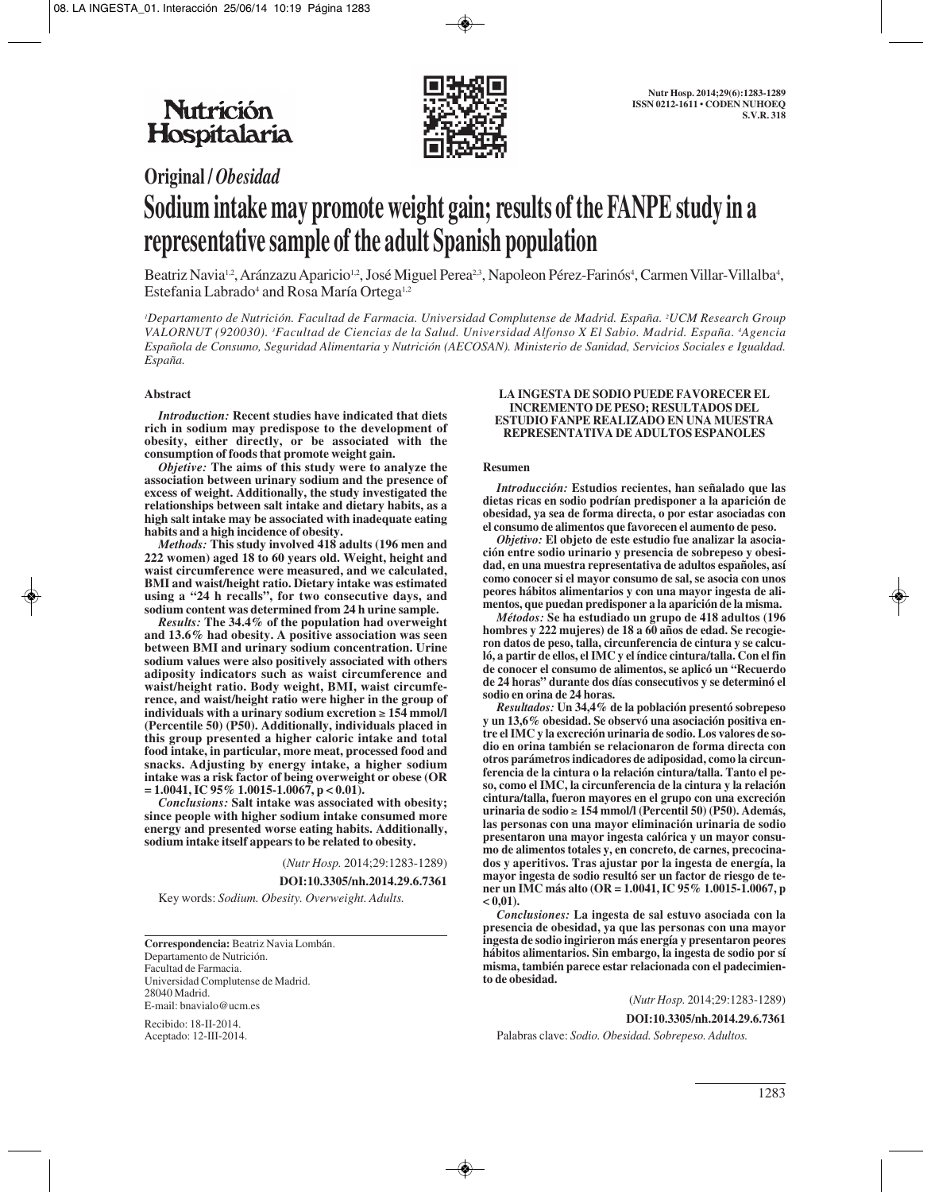Original / *Obesidad*

# Sodium intake may promote weight gain; results of the FANPE study in a representative sample of the adult Spanish population

Beatriz Navia[1,2], Aránzazu Aparicio[1,2], José Miguel Perea[2,3], Napoleon Pérez-Farinós[4], Carmen Villar-Villalba[4], Estefania Labrado[4] and Rosa María Ortega[1,2]

[1]*Departamento de Nutrición. Facultad de Farmacia. Universidad Complutense de Madrid. España.* [2]*UCM Research Group VALORNUT (920030).* [3]*Facultad de Ciencias de la Salud. Universidad Alfonso X El Sabio. Madrid. España.* [4]*Agencia Española de Consumo, Seguridad Alimentaria y Nutrición (AECOSAN). Ministerio de Sanidad, Servicios Sociales e Igualdad. España.*

## Abstract

***Introduction:*** **Recent studies have indicated that diets rich in sodium may predispose to the development of obesity, either directly, or be associated with the consumption of foods that promote weight gain.**

***Objetive:*** **The aims of this study were to analyze the association between urinary sodium and the presence of excess of weight. Additionally, the study investigated the relationships between salt intake and dietary habits, as a high salt intake may be associated with inadequate eating habits and a high incidence of obesity.**

***Methods:*** **This study involved 418 adults (196 men and 222 women) aged 18 to 60 years old. Weight, height and waist circumference were measured, and we calculated, BMI and waist/height ratio. Dietary intake was estimated using a "24 h recalls", for two consecutive days, and sodium content was determined from 24 h urine sample.**

***Results:*** **The 34.4% of the population had overweight and 13.6% had obesity. A positive association was seen between BMI and urinary sodium concentration. Urine sodium values were also positively associated with others adiposity indicators such as waist circumference and waist/height ratio. Body weight, BMI, waist circumference, and waist/height ratio were higher in the group of individuals with a urinary sodium excretion ≥ 154 mmol/l (Percentile 50) (P50). Additionally, individuals placed in this group presented a higher caloric intake and total food intake, in particular, more meat, processed food and snacks. Adjusting by energy intake, a higher sodium intake was a risk factor of being overweight or obese (OR = 1.0041, IC 95% 1.0015-1.0067, p < 0.01).**

***Conclusions:*** **Salt intake was associated with obesity; since people with higher sodium intake consumed more energy and presented worse eating habits. Additionally, sodium intake itself appears to be related to obesity.**

(*Nutr Hosp.* 2014;29:1283-1289)

**DOI:10.3305/nh.2014.29.6.7361**

Key words: *Sodium. Obesity. Overweight. Adults.*

**Correspondencia:** Beatriz Navia Lombán.
Departamento de Nutrición.
Facultad de Farmacia.
Universidad Complutense de Madrid.
28040 Madrid.
E-mail: bnavialo@ucm.es

Recibido: 18-II-2014.
Aceptado: 12-III-2014.

**LA INGESTA DE SODIO PUEDE FAVORECER EL INCREMENTO DE PESO; RESULTADOS DEL ESTUDIO FANPE REALIZADO EN UNA MUESTRA REPRESENTATIVA DE ADULTOS ESPAÑOLES**

## Resumen

***Introducción:*** **Estudios recientes, han señalado que las dietas ricas en sodio podrían predisponer a la aparición de obesidad, ya sea de forma directa, o por estar asociadas con el consumo de alimentos que favorecen el aumento de peso.**

***Objetivo:*** **El objeto de este estudio fue analizar la asociación entre sodio urinario y presencia de sobrepeso y obesidad, en una muestra representativa de adultos españoles, así como conocer si el mayor consumo de sal, se asocia con unos peores hábitos alimentarios y con una mayor ingesta de alimentos, que puedan predisponer a la aparición de la misma.**

***Métodos:*** **Se ha estudiado un grupo de 418 adultos (196 hombres y 222 mujeres) de 18 a 60 años de edad. Se recogieron datos de peso, talla, circunferencia de cintura y se calculó, a partir de ellos, el IMC y el índice cintura/talla. Con el fin de conocer el consumo de alimentos, se aplicó un "Recuerdo de 24 horas" durante dos días consecutivos y se determinó el sodio en orina de 24 horas.**

***Resultados:*** **Un 34,4% de la población presentó sobrepeso y un 13,6% obesidad. Se observó una asociación positiva entre el IMC y la excreción urinaria de sodio. Los valores de sodio en orina también se relacionaron de forma directa con otros parámetros indicadores de adiposidad, como la circunferencia de la cintura o la relación cintura/talla. Tanto el peso, como el IMC, la circunferencia de la cintura y la relación cintura/talla, fueron mayores en el grupo con una excreción urinaria de sodio ≥ 154 mmol/l (Percentil 50) (P50). Además, las personas con una mayor eliminación urinaria de sodio presentaron una mayor ingesta calórica y un mayor consumo de alimentos totales y, en concreto, de carnes, precocinados y aperitivos. Tras ajustar por la ingesta de energía, la mayor ingesta de sodio resultó ser un factor de riesgo de tener un IMC más alto (OR = 1.0041, IC 95% 1.0015-1.0067, p < 0,01).**

***Conclusiones:*** **La ingesta de sal estuvo asociada con la presencia de obesidad, ya que las personas con una mayor ingesta de sodio ingirieron más energía y presentaron peores hábitos alimentarios. Sin embargo, la ingesta de sodio por sí misma, también parece estar relacionada con el padecimiento de obesidad.**

(*Nutr Hosp.* 2014;29:1283-1289)

**DOI:10.3305/nh.2014.29.6.7361**

Palabras clave: *Sodio. Obesidad. Sobrepeso. Adultos.*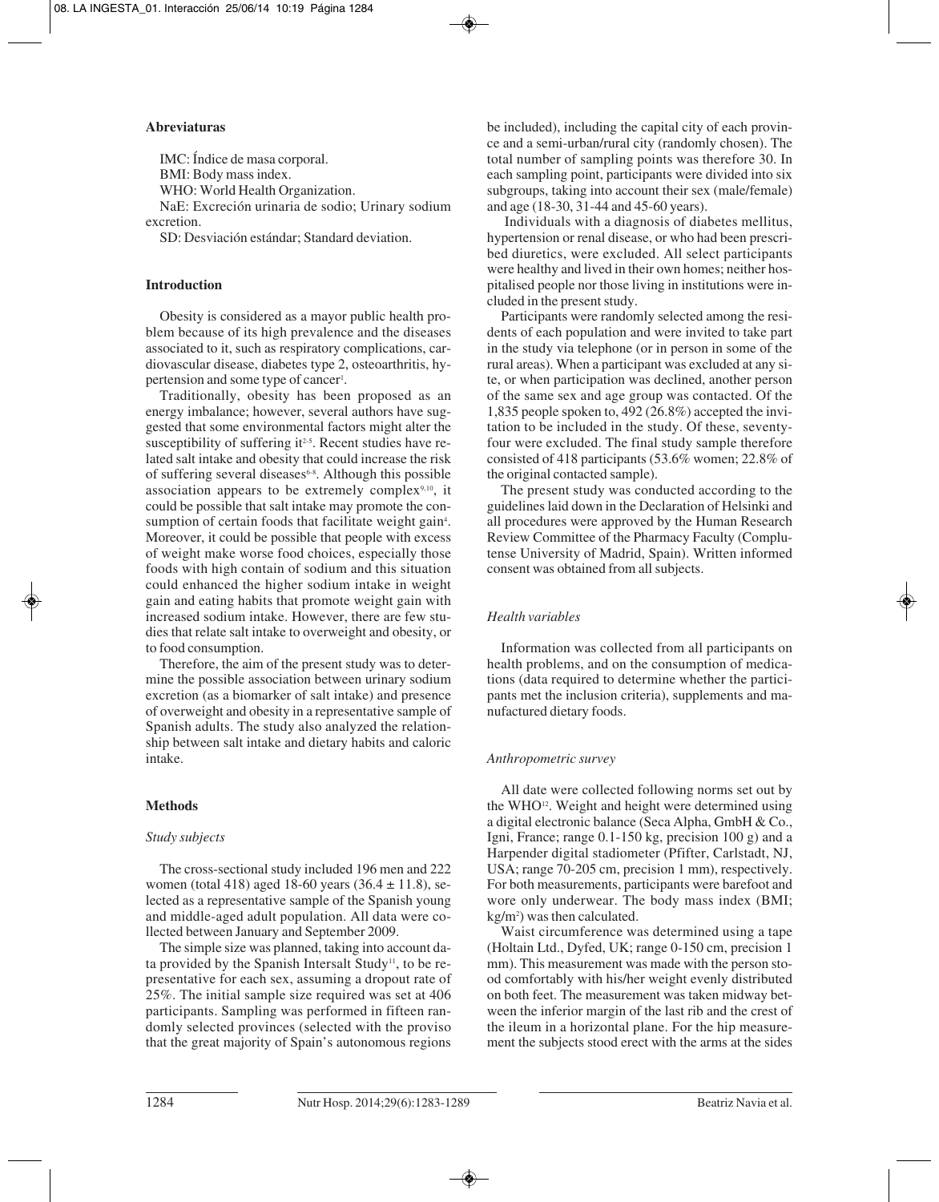## Abreviaturas

IMC: Índice de masa corporal.

BMI: Body mass index.

WHO: World Health Organization.

NaE: Excreción urinaria de sodio; Urinary sodium excretion.

SD: Desviación estándar; Standard deviation.

## Introduction

Obesity is considered as a mayor public health problem because of its high prevalence and the diseases associated to it, such as respiratory complications, cardiovascular disease, diabetes type 2, osteoarthritis, hypertension and some type of cancer[1].

Traditionally, obesity has been proposed as an energy imbalance; however, several authors have suggested that some environmental factors might alter the susceptibility of suffering it[2-5]. Recent studies have related salt intake and obesity that could increase the risk of suffering several diseases[6-8]. Although this possible association appears to be extremely complex[9,10], it could be possible that salt intake may promote the consumption of certain foods that facilitate weight gain[4]. Moreover, it could be possible that people with excess of weight make worse food choices, especially those foods with high contain of sodium and this situation could enhanced the higher sodium intake in weight gain and eating habits that promote weight gain with increased sodium intake. However, there are few studies that relate salt intake to overweight and obesity, or to food consumption.

Therefore, the aim of the present study was to determine the possible association between urinary sodium excretion (as a biomarker of salt intake) and presence of overweight and obesity in a representative sample of Spanish adults. The study also analyzed the relationship between salt intake and dietary habits and caloric intake.

## Methods

### *Study subjects*

The cross-sectional study included 196 men and 222 women (total 418) aged 18-60 years (36.4 ± 11.8), selected as a representative sample of the Spanish young and middle-aged adult population. All data were collected between January and September 2009.

The simple size was planned, taking into account data provided by the Spanish Intersalt Study[11], to be representative for each sex, assuming a dropout rate of 25%. The initial sample size required was set at 406 participants. Sampling was performed in fifteen randomly selected provinces (selected with the proviso that the great majority of Spain's autonomous regions be included), including the capital city of each province and a semi-urban/rural city (randomly chosen). The total number of sampling points was therefore 30. In each sampling point, participants were divided into six subgroups, taking into account their sex (male/female) and age (18-30, 31-44 and 45-60 years).

Individuals with a diagnosis of diabetes mellitus, hypertension or renal disease, or who had been prescribed diuretics, were excluded. All select participants were healthy and lived in their own homes; neither hospitalised people nor those living in institutions were included in the present study.

Participants were randomly selected among the residents of each population and were invited to take part in the study via telephone (or in person in some of the rural areas). When a participant was excluded at any site, or when participation was declined, another person of the same sex and age group was contacted. Of the 1,835 people spoken to, 492 (26.8%) accepted the invitation to be included in the study. Of these, seventy-four were excluded. The final study sample therefore consisted of 418 participants (53.6% women; 22.8% of the original contacted sample).

The present study was conducted according to the guidelines laid down in the Declaration of Helsinki and all procedures were approved by the Human Research Review Committee of the Pharmacy Faculty (Complutense University of Madrid, Spain). Written informed consent was obtained from all subjects.

### *Health variables*

Information was collected from all participants on health problems, and on the consumption of medications (data required to determine whether the participants met the inclusion criteria), supplements and manufactured dietary foods.

### *Anthropometric survey*

All date were collected following norms set out by the WHO[12]. Weight and height were determined using a digital electronic balance (Seca Alpha, GmbH & Co., Igni, France; range 0.1-150 kg, precision 100 g) and a Harpender digital stadiometer (Pfifter, Carlstadt, NJ, USA; range 70-205 cm, precision 1 mm), respectively. For both measurements, participants were barefoot and wore only underwear. The body mass index (BMI; kg/m$^2$) was then calculated.

Waist circumference was determined using a tape (Holtain Ltd., Dyfed, UK; range 0-150 cm, precision 1 mm). This measurement was made with the person stood comfortably with his/her weight evenly distributed on both feet. The measurement was taken midway between the inferior margin of the last rib and the crest of the ileum in a horizontal plane. For the hip measurement the subjects stood erect with the arms at the sides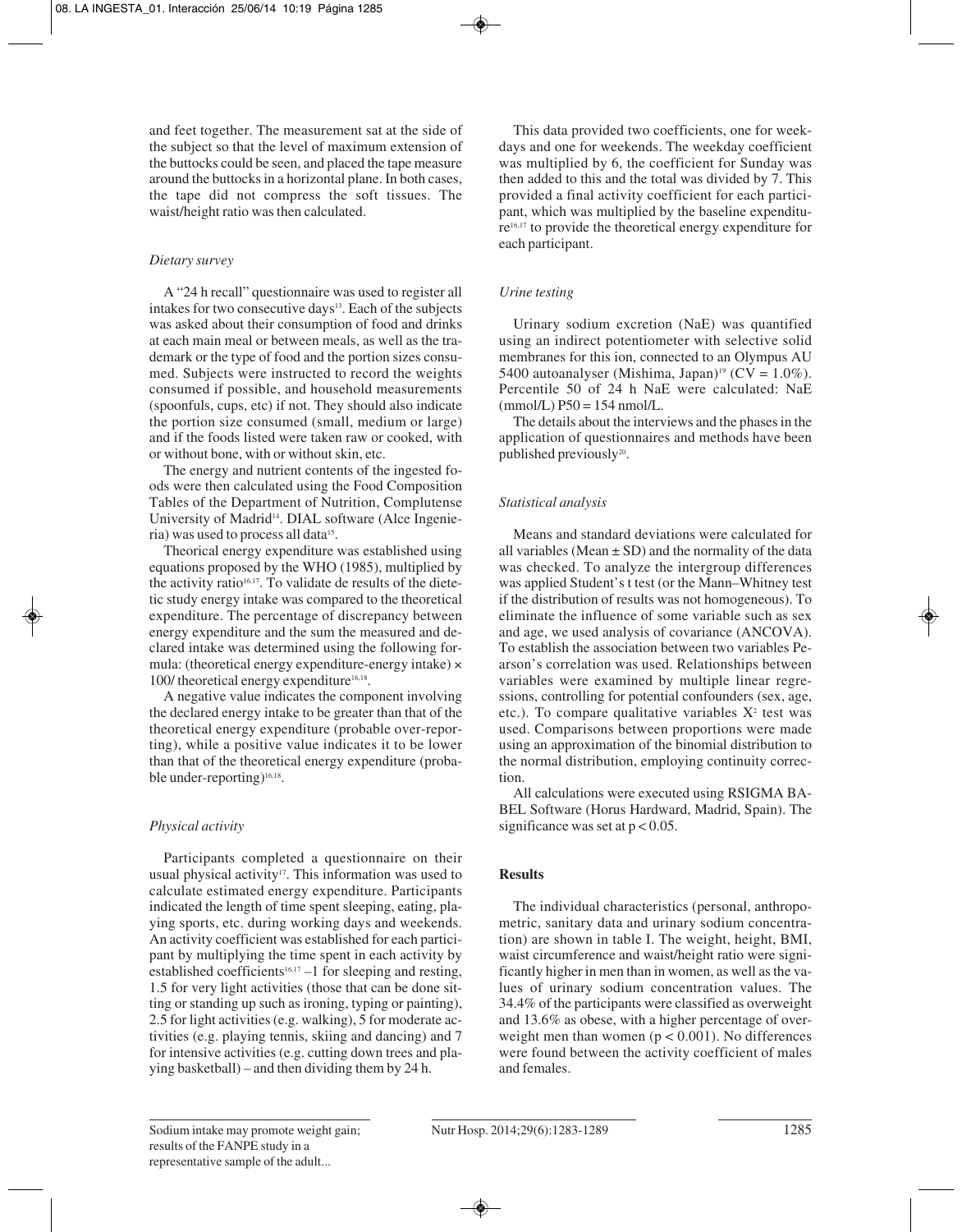and feet together. The measurement sat at the side of the subject so that the level of maximum extension of the buttocks could be seen, and placed the tape measure around the buttocks in a horizontal plane. In both cases, the tape did not compress the soft tissues. The waist/height ratio was then calculated.

### *Dietary survey*

A "24 h recall" questionnaire was used to register all intakes for two consecutive days[13]. Each of the subjects was asked about their consumption of food and drinks at each main meal or between meals, as well as the trademark or the type of food and the portion sizes consumed. Subjects were instructed to record the weights consumed if possible, and household measurements (spoonfuls, cups, etc) if not. They should also indicate the portion size consumed (small, medium or large) and if the foods listed were taken raw or cooked, with or without bone, with or without skin, etc.

The energy and nutrient contents of the ingested foods were then calculated using the Food Composition Tables of the Department of Nutrition, Complutense University of Madrid[14]. DIAL software (Alce Ingenieria) was used to process all data[15].

Theorical energy expenditure was established using equations proposed by the WHO (1985), multiplied by the activity ratio[16,17]. To validate de results of the dietetic study energy intake was compared to the theoretical expenditure. The percentage of discrepancy between energy expenditure and the sum the measured and declared intake was determined using the following formula: (theoretical energy expenditure-energy intake) × 100/ theoretical energy expenditure[16,18].

A negative value indicates the component involving the declared energy intake to be greater than that of the theoretical energy expenditure (probable over-reporting), while a positive value indicates it to be lower than that of the theoretical energy expenditure (probable under-reporting)[16,18].

### *Physical activity*

Participants completed a questionnaire on their usual physical activity[17]. This information was used to calculate estimated energy expenditure. Participants indicated the length of time spent sleeping, eating, playing sports, etc. during working days and weekends. An activity coefficient was established for each participant by multiplying the time spent in each activity by established coefficients[16,17] –1 for sleeping and resting, 1.5 for very light activities (those that can be done sitting or standing up such as ironing, typing or painting), 2.5 for light activities (e.g. walking), 5 for moderate activities (e.g. playing tennis, skiing and dancing) and 7 for intensive activities (e.g. cutting down trees and playing basketball) – and then dividing them by 24 h.

This data provided two coefficients, one for weekdays and one for weekends. The weekday coefficient was multiplied by 6, the coefficient for Sunday was then added to this and the total was divided by 7. This provided a final activity coefficient for each participant, which was multiplied by the baseline expenditure[16,17] to provide the theoretical energy expenditure for each participant.

### *Urine testing*

Urinary sodium excretion (NaE) was quantified using an indirect potentiometer with selective solid membranes for this ion, connected to an Olympus AU 5400 autoanalyser (Mishima, Japan)[19] (CV = 1.0%). Percentile 50 of 24 h NaE were calculated: NaE (mmol/L) P50 = 154 nmol/L.

The details about the interviews and the phases in the application of questionnaires and methods have been published previously[20].

### *Statistical analysis*

Means and standard deviations were calculated for all variables (Mean ± SD) and the normality of the data was checked. To analyze the intergroup differences was applied Student's t test (or the Mann–Whitney test if the distribution of results was not homogeneous). To eliminate the influence of some variable such as sex and age, we used analysis of covariance (ANCOVA). To establish the association between two variables Pearson's correlation was used. Relationships between variables were examined by multiple linear regressions, controlling for potential confounders (sex, age, etc.). To compare qualitative variables $X^2$ test was used. Comparisons between proportions were made using an approximation of the binomial distribution to the normal distribution, employing continuity correction.

All calculations were executed using RSIGMA BABEL Software (Horus Hardward, Madrid, Spain). The significance was set at $p < 0.05$.

## **Results**

The individual characteristics (personal, anthropometric, sanitary data and urinary sodium concentration) are shown in table I. The weight, height, BMI, waist circumference and waist/height ratio were significantly higher in men than in women, as well as the values of urinary sodium concentration values. The 34.4% of the participants were classified as overweight and 13.6% as obese, with a higher percentage of overweight men than women ($p < 0.001$). No differences were found between the activity coefficient of males and females.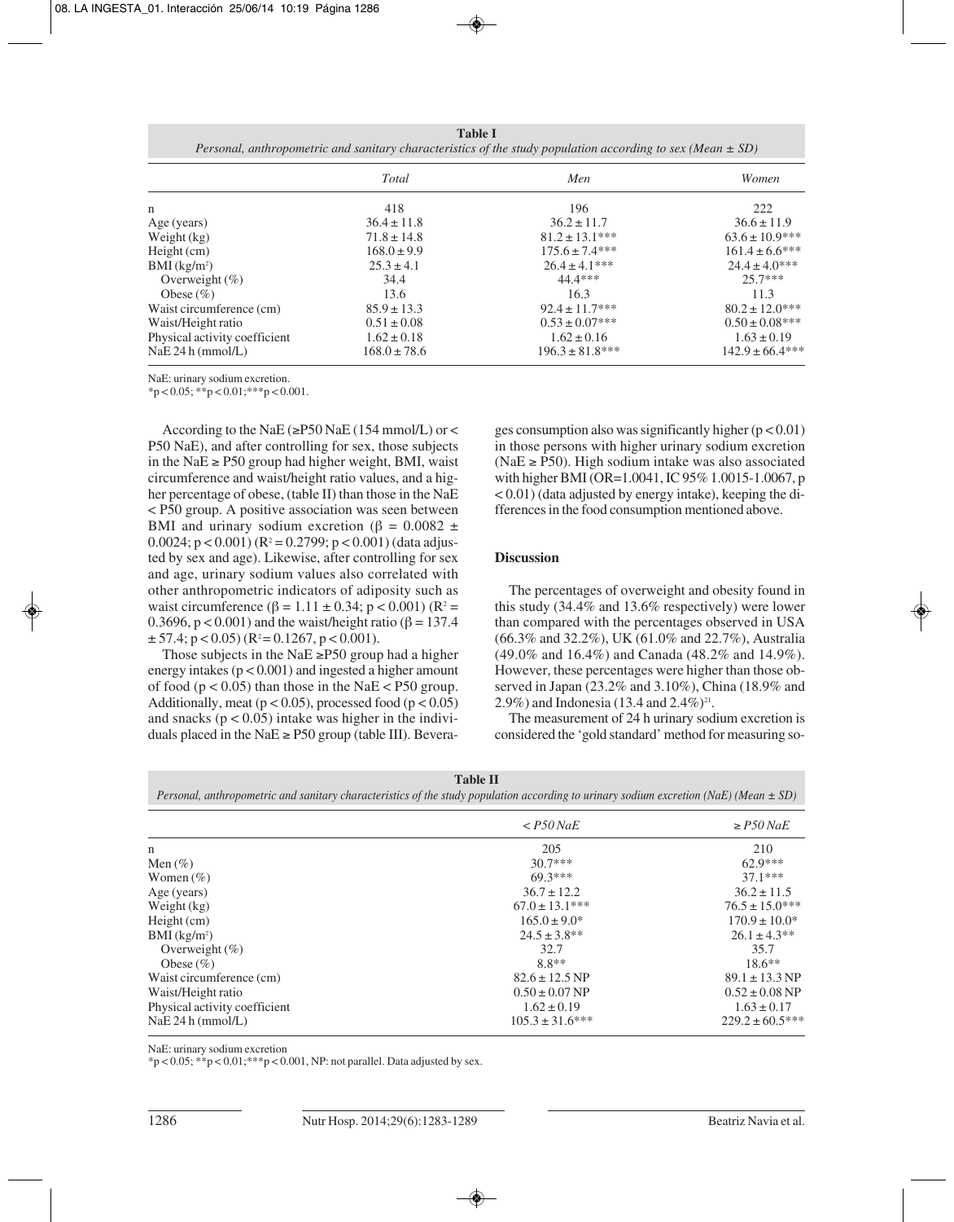**Table I**
*Personal, anthropometric and sanitary characteristics of the study population according to sex (Mean ± SD)*

| | *Total* | *Men* | *Women* |
|---|---|---|---|
| n | 418 | 196 | 222 |
| Age (years) | 36.4 ± 11.8 | 36.2 ± 11.7 | 36.6 ± 11.9 |
| Weight (kg) | 71.8 ± 14.8 | 81.2 ± 13.1*** | 63.6 ± 10.9*** |
| Height (cm) | 168.0 ± 9.9 | 175.6 ± 7.4*** | 161.4 ± 6.6*** |
| BMI (kg/m$^2$) | 25.3 ± 4.1 | 26.4 ± 4.1*** | 24.4 ± 4.0*** |
| Overweight (%) | 34.4 | 44.4*** | 25.7*** |
| Obese (%) | 13.6 | 16.3 | 11.3 |
| Waist circumference (cm) | 85.9 ± 13.3 | 92.4 ± 11.7*** | 80.2 ± 12.0*** |
| Waist/Height ratio | 0.51 ± 0.08 | 0.53 ± 0.07*** | 0.50 ± 0.08*** |
| Physical activity coefficient | 1.62 ± 0.18 | 1.62 ± 0.16 | 1.63 ± 0.19 |
| NaE 24 h (mmol/L) | 168.0 ± 78.6 | 196.3 ± 81.8*** | 142.9 ± 66.4*** |

NaE: urinary sodium excretion.
*$p < 0.05$; **$p < 0.01$;***$p < 0.001$.

According to the NaE (≥P50 NaE (154 mmol/L) or < P50 NaE), and after controlling for sex, those subjects in the NaE ≥ P50 group had higher weight, BMI, waist circumference and waist/height ratio values, and a higher percentage of obese, (table II) than those in the NaE < P50 group. A positive association was seen between BMI and urinary sodium excretion ($\beta = 0.0082 \pm 0.0024$; $p < 0.001$) ($R^2 = 0.2799$; $p < 0.001$) (data adjusted by sex and age). Likewise, after controlling for sex and age, urinary sodium values also correlated with other anthropometric indicators of adiposity such as waist circumference ($\beta = 1.11 \pm 0.34$; $p < 0.001$) ($R^2 = 0.3696$, $p < 0.001$) and the waist/height ratio ($\beta = 137.4 \pm 57.4$; $p < 0.05$) ($R^2 = 0.1267$, $p < 0.001$).

Those subjects in the NaE ≥P50 group had a higher energy intakes ($p < 0.001$) and ingested a higher amount of food ($p < 0.05$) than those in the NaE < P50 group. Additionally, meat ($p < 0.05$), processed food ($p < 0.05$) and snacks ($p < 0.05$) intake was higher in the individuals placed in the NaE ≥ P50 group (table III). Beverages consumption also was significantly higher ($p < 0.01$) in those persons with higher urinary sodium excretion (NaE ≥ P50). High sodium intake was also associated with higher BMI (OR=1.0041, IC 95% 1.0015-1.0067, $p < 0.01$) (data adjusted by energy intake), keeping the differences in the food consumption mentioned above.

## Discussion

The percentages of overweight and obesity found in this study (34.4% and 13.6% respectively) were lower than compared with the percentages observed in USA (66.3% and 32.2%), UK (61.0% and 22.7%), Australia (49.0% and 16.4%) and Canada (48.2% and 14.9%). However, these percentages were higher than those observed in Japan (23.2% and 3.10%), China (18.9% and 2.9%) and Indonesia (13.4 and 2.4%)[21].

The measurement of 24 h urinary sodium excretion is considered the 'gold standard' method for measuring so-

**Table II**
*Personal, anthropometric and sanitary characteristics of the study population according to urinary sodium excretion (NaE) (Mean ± SD)*

| | *< P50 NaE* | *≥ P50 NaE* |
|---|---|---|
| n | 205 | 210 |
| Men (%) | 30.7*** | 62.9*** |
| Women (%) | 69.3*** | 37.1*** |
| Age (years) | 36.7 ± 12.2 | 36.2 ± 11.5 |
| Weight (kg) | 67.0 ± 13.1*** | 76.5 ± 15.0*** |
| Height (cm) | 165.0 ± 9.0* | 170.9 ± 10.0* |
| BMI (kg/m$^2$) | 24.5 ± 3.8** | 26.1 ± 4.3** |
| Overweight (%) | 32.7 | 35.7 |
| Obese (%) | 8.8** | 18.6** |
| Waist circumference (cm) | 82.6 ± 12.5 NP | 89.1 ± 13.3 NP |
| Waist/Height ratio | 0.50 ± 0.07 NP | 0.52 ± 0.08 NP |
| Physical activity coefficient | 1.62 ± 0.19 | 1.63 ± 0.17 |
| NaE 24 h (mmol/L) | 105.3 ± 31.6*** | 229.2 ± 60.5*** |

NaE: urinary sodium excretion
*$p < 0.05$; **$p < 0.01$;***$p < 0.001$, NP: not parallel. Data adjusted by sex.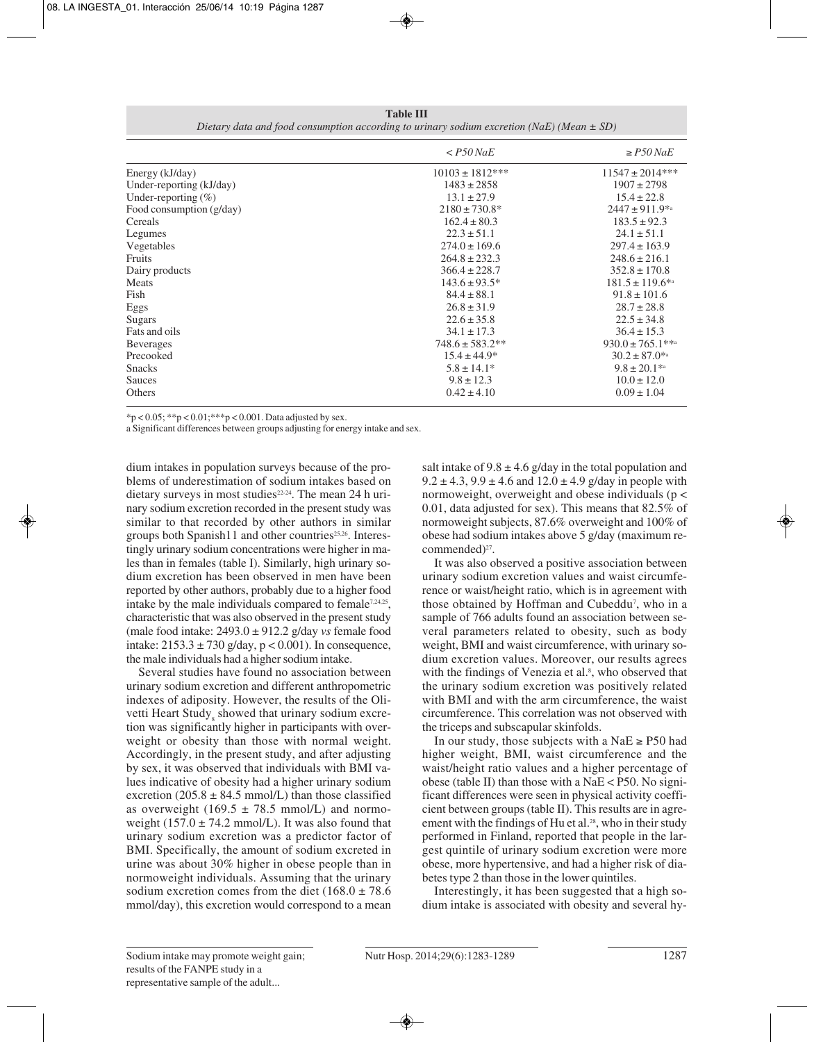**Table III**
*Dietary data and food consumption according to urinary sodium excretion (NaE) (Mean ± SD)*

| | *< P50 NaE* | *≥ P50 NaE* |
|---|---|---|
| Energy (kJ/day) | 10103 ± 1812*** | 11547 ± 2014*** |
| Under-reporting (kJ/day) | 1483 ± 2858 | 1907 ± 2798 |
| Under-reporting (%) | 13.1 ± 27.9 | 15.4 ± 22.8 |
| Food consumption (g/day) | 2180 ± 730.8* | 2447 ± 911.9*[a] |
| Cereals | 162.4 ± 80.3 | 183.5 ± 92.3 |
| Legumes | 22.3 ± 51.1 | 24.1 ± 51.1 |
| Vegetables | 274.0 ± 169.6 | 297.4 ± 163.9 |
| Fruits | 264.8 ± 232.3 | 248.6 ± 216.1 |
| Dairy products | 366.4 ± 228.7 | 352.8 ± 170.8 |
| Meats | 143.6 ± 93.5* | 181.5 ± 119.6*[a] |
| Fish | 84.4 ± 88.1 | 91.8 ± 101.6 |
| Eggs | 26.8 ± 31.9 | 28.7 ± 28.8 |
| Sugars | 22.6 ± 35.8 | 22.5 ± 34.8 |
| Fats and oils | 34.1 ± 17.3 | 36.4 ± 15.3 |
| Beverages | 748.6 ± 583.2** | 930.0 ± 765.1**[a] |
| Precooked | 15.4 ± 44.9* | 30.2 ± 87.0*[a] |
| Snacks | 5.8 ± 14.1* | 9.8 ± 20.1*[a] |
| Sauces | 9.8 ± 12.3 | 10.0 ± 12.0 |
| Others | 0.42 ± 4.10 | 0.09 ± 1.04 |

*p < 0.05; **p < 0.01; ***p < 0.001. Data adjusted by sex.
a Significant differences between groups adjusting for energy intake and sex.

dium intakes in population surveys because of the problems of underestimation of sodium intakes based on dietary surveys in most studies[22-24]. The mean 24 h urinary sodium excretion recorded in the present study was similar to that recorded by other authors in similar groups both Spanish11 and other countries[25,26]. Interestingly urinary sodium concentrations were higher in males than in females (table I). Similarly, high urinary sodium excretion has been observed in men have been reported by other authors, probably due to a higher food intake by the male individuals compared to female[7,24,25], characteristic that was also observed in the present study (male food intake: 2493.0 ± 912.2 g/day *vs* female food intake: 2153.3 ± 730 g/day, $p < 0.001$). In consequence, the male individuals had a higher sodium intake.

Several studies have found no association between urinary sodium excretion and different anthropometric indexes of adiposity. However, the results of the Olivetti Heart Study[8] showed that urinary sodium excretion was significantly higher in participants with overweight or obesity than those with normal weight. Accordingly, in the present study, and after adjusting by sex, it was observed that individuals with BMI values indicative of obesity had a higher urinary sodium excretion (205.8 ± 84.5 mmol/L) than those classified as overweight (169.5 ± 78.5 mmol/L) and normoweight (157.0 ± 74.2 mmol/L). It was also found that urinary sodium excretion was a predictor factor of BMI. Specifically, the amount of sodium excreted in urine was about 30% higher in obese people than in normoweight individuals. Assuming that the urinary sodium excretion comes from the diet (168.0 ± 78.6 mmol/day), this excretion would correspond to a mean salt intake of 9.8 ± 4.6 g/day in the total population and 9.2 ± 4.3, 9.9 ± 4.6 and 12.0 ± 4.9 g/day in people with normoweight, overweight and obese individuals ($p < 0.01$, data adjusted for sex). This means that 82.5% of normoweight subjects, 87.6% overweight and 100% of obese had sodium intakes above 5 g/day (maximum recommended)[27].

It was also observed a positive association between urinary sodium excretion values and waist circumference or waist/height ratio, which is in agreement with those obtained by Hoffman and Cubeddu[7], who in a sample of 766 adults found an association between several parameters related to obesity, such as body weight, BMI and waist circumference, with urinary sodium excretion values. Moreover, our results agrees with the findings of Venezia et al.[8], who observed that the urinary sodium excretion was positively related with BMI and with the arm circumference, the waist circumference. This correlation was not observed with the triceps and subscapular skinfolds.

In our study, those subjects with a NaE ≥ P50 had higher weight, BMI, waist circumference and the waist/height ratio values and a higher percentage of obese (table II) than those with a NaE < P50. No significant differences were seen in physical activity coefficient between groups (table II). This results are in agreement with the findings of Hu et al.[28], who in their study performed in Finland, reported that people in the largest quintile of urinary sodium excretion were more obese, more hypertensive, and had a higher risk of diabetes type 2 than those in the lower quintiles.

Interestingly, it has been suggested that a high sodium intake is associated with obesity and several hy-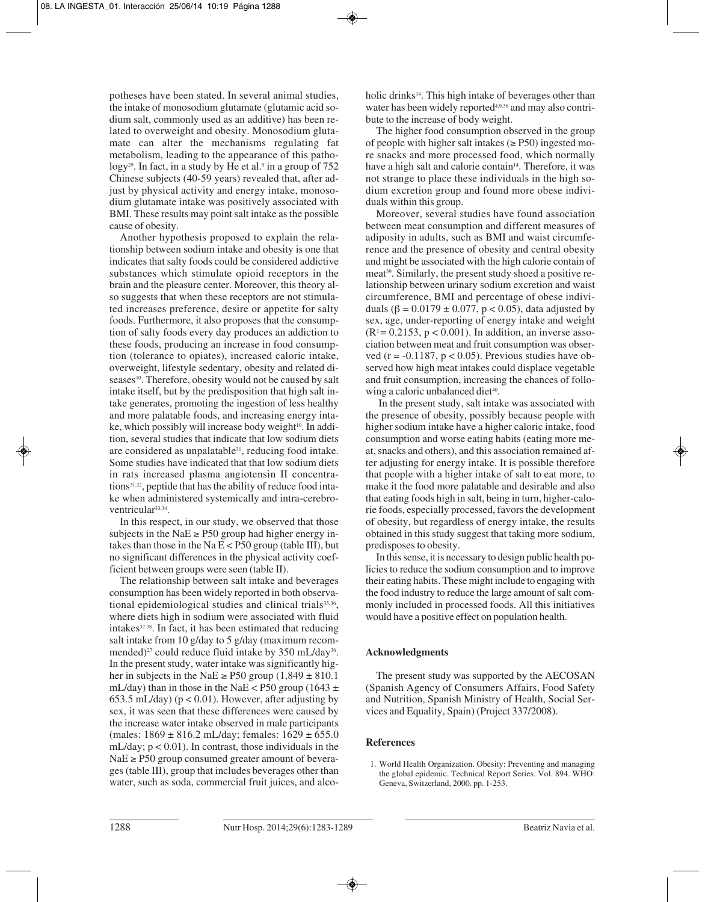potheses have been stated. In several animal studies, the intake of monosodium glutamate (glutamic acid sodium salt, commonly used as an additive) has been related to overweight and obesity. Monosodium glutamate can alter the mechanisms regulating fat metabolism, leading to the appearance of this pathology[29]. In fact, in a study by He et al.[9] in a group of 752 Chinese subjects (40-59 years) revealed that, after adjust by physical activity and energy intake, monosodium glutamate intake was positively associated with BMI. These results may point salt intake as the possible cause of obesity.

Another hypothesis proposed to explain the relationship between sodium intake and obesity is one that indicates that salty foods could be considered addictive substances which stimulate opioid receptors in the brain and the pleasure center. Moreover, this theory also suggests that when these receptors are not stimulated increases preference, desire or appetite for salty foods. Furthermore, it also proposes that the consumption of salty foods every day produces an addiction to these foods, producing an increase in food consumption (tolerance to opiates), increased caloric intake, overweight, lifestyle sedentary, obesity and related diseases[10]. Therefore, obesity would not be caused by salt intake itself, but by the predisposition that high salt intake generates, promoting the ingestion of less healthy and more palatable foods, and increasing energy intake, which possibly will increase body weight[10]. In addition, several studies that indicate that low sodium diets are considered as unpalatable[30], reducing food intake. Some studies have indicated that that low sodium diets in rats increased plasma angiotensin II concentrations[31,32], peptide that has the ability of reduce food intake when administered systemically and intra-cerebroventricular[33,34].

In this respect, in our study, we observed that those subjects in the NaE ≥ P50 group had higher energy intakes than those in the Na E < P50 group (table III), but no significant differences in the physical activity coefficient between groups were seen (table II).

The relationship between salt intake and beverages consumption has been widely reported in both observational epidemiological studies and clinical trials[35,36], where diets high in sodium were associated with fluid intakes[37,38]. In fact, it has been estimated that reducing salt intake from 10 g/day to 5 g/day (maximum recommended)[27] could reduce fluid intake by 350 mL/day[36]. In the present study, water intake was significantly higher in subjects in the NaE ≥ P50 group (1,849 ± 810.1 mL/day) than in those in the NaE < P50 group (1643 ± 653.5 mL/day) ($p < 0.01$). However, after adjusting by sex, it was seen that these differences were caused by the increase water intake observed in male participants (males: 1869 ± 816.2 mL/day; females: 1629 ± 655.0 mL/day; $p < 0.01$). In contrast, those individuals in the NaE ≥ P50 group consumed greater amount of beverages (table III), group that includes beverages other than water, such as soda, commercial fruit juices, and alcoholic drinks[14]. This high intake of beverages other than water has been widely reported[4,9,36] and may also contribute to the increase of body weight.

The higher food consumption observed in the group of people with higher salt intakes (≥ P50) ingested more snacks and more processed food, which normally have a high salt and calorie contain[14]. Therefore, it was not strange to place these individuals in the high sodium excretion group and found more obese individuals within this group.

Moreover, several studies have found association between meat consumption and different measures of adiposity in adults, such as BMI and waist circumference and the presence of obesity and central obesity and might be associated with the high calorie contain of meat[39]. Similarly, the present study shoed a positive relationship between urinary sodium excretion and waist circumference, BMI and percentage of obese individuals ($\beta = 0.0179 \pm 0.077$, $p < 0.05$), data adjusted by sex, age, under-reporting of energy intake and weight ($R^2 = 0.2153$, $p < 0.001$). In addition, an inverse association between meat and fruit consumption was observed ($r = -0.1187$, $p < 0.05$). Previous studies have observed how high meat intakes could displace vegetable and fruit consumption, increasing the chances of following a caloric unbalanced diet[40].

In the present study, salt intake was associated with the presence of obesity, possibly because people with higher sodium intake have a higher caloric intake, food consumption and worse eating habits (eating more meat, snacks and others), and this association remained after adjusting for energy intake. It is possible therefore that people with a higher intake of salt to eat more, to make it the food more palatable and desirable and also that eating foods high in salt, being in turn, higher-calorie foods, especially processed, favors the development of obesity, but regardless of energy intake, the results obtained in this study suggest that taking more sodium, predisposes to obesity.

In this sense, it is necessary to design public health policies to reduce the sodium consumption and to improve their eating habits. These might include to engaging with the food industry to reduce the large amount of salt commonly included in processed foods. All this initiatives would have a positive effect on population health.

## Acknowledgments

The present study was supported by the AECOSAN (Spanish Agency of Consumers Affairs, Food Safety and Nutrition, Spanish Ministry of Health, Social Services and Equality, Spain) (Project 337/2008).

## References

1. World Health Organization. Obesity: Preventing and managing the global epidemic. Technical Report Series. Vol. 894. WHO: Geneva, Switzerland, 2000. pp. 1-253.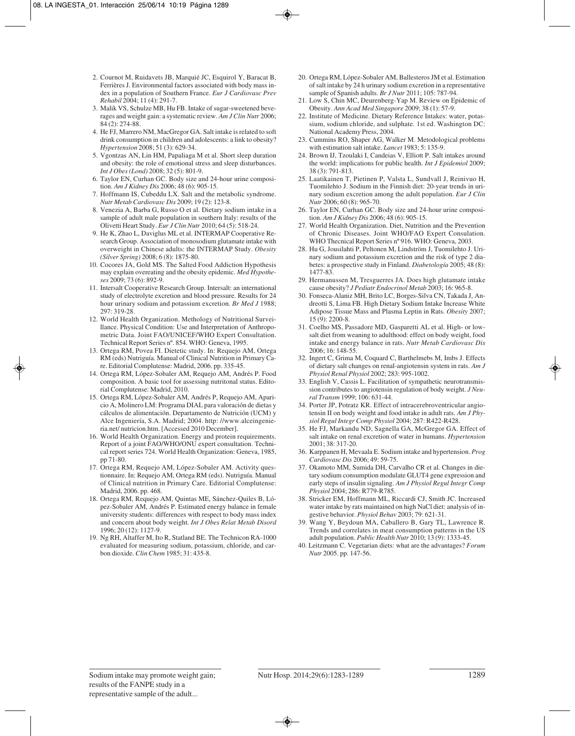2. Cournot M, Ruidavets JB, Marquié JC, Esquirol Y, Baracat B, Ferrières J. Environmental factors associated with body mass index in a population of Southern France. *Eur J Cardiovasc Prev Rehabil* 2004; 11 (4): 291-7.
3. Malik VS, Schulze MB, Hu FB. Intake of sugar-sweetened beverages and weight gain: a systematic review. *Am J Clin Nutr* 2006; 84 (2): 274-88.
4. He FJ, Marrero NM, MacGregor GA. Salt intake is related to soft drink consumption in children and adolescents: a link to obesity? *Hypertension* 2008; 51 (3): 629-34.
5. Vgontzas AN, Lin HM, Papaliaga M et al. Short sleep duration and obesity: the role of emotional stress and sleep disturbances. *Int J Obes (Lond)* 2008; 32 (5): 801-9.
6. Taylor EN, Curhan GC. Body size and 24-hour urine composition. *Am J Kidney Dis* 2006; 48 (6): 905-15.
7. Hoffmann IS, Cubeddu LX. Salt and the metabolic syndrome. *Nutr Metab Cardiovasc Dis* 2009; 19 (2): 123-8.
8. Venezia A, Barba G, Russo O et al. Dietary sodium intake in a sample of adult male population in southern Italy: results of the Olivetti Heart Study. *Eur J Clin Nutr* 2010; 64 (5): 518-24.
9. He K, Zhao L, Daviglus ML et al. INTERMAP Cooperative Research Group. Association of monosodium glutamate intake with overweight in Chinese adults: the INTERMAP Study. *Obesity (Silver Spring)* 2008; 6 (8): 1875-80.
10. Cocores JA, Gold MS. The Salted Food Addiction Hypothesis may explain overeating and the obesity epidemic. *Med Hypotheses* 2009; 73 (6): 892-9.
11. Intersalt Cooperative Research Group. Intersalt: an international study of electrolyte excretion and blood pressure. Results for 24 hour urinary sodium and potassium excretion. *Br Med J* 1988; 297: 319-28.
12. World Health Organization. Methology of Nutritional Surveillance. Physical Condition: Use and Interpretation of Anthropometric Data. Joint FAO/UNICEF/WHO Expert Consultation. Technical Report Series nº. 854. WHO: Geneva, 1995.
13. Ortega RM, Povea FI. Dietetic study. In: Requejo AM, Ortega RM (eds) Nutriguía. Manual of Clinical Nutrition in Primary Care. Editorial Complutense: Madrid, 2006. pp. 335-45.
14. Ortega RM, López-Sobaler AM, Requejo AM, Andrés P. Food composition. A basic tool for assessing nutritonal status. Editorial Complutense: Madrid, 2010.
15. Ortega RM, López-Sobaler AM, Andrés P, Requejo AM, Aparicio A, Molinero LM: Programa DIAL para valoración de dietas y cálculos de alimentación. Departamento de Nutrición (UCM) y Alce Ingeniería, S.A. Madrid; 2004. http: //www.alceingenieria.net/ nutricion.htm. [Accessed 2010 December].
16. World Health Organization. Energy and protein requirements. Report of a joint FAO/WHO/ONU expert consultation. Technical report series 724. World Health Organization: Geneva, 1985, pp 71-80.
17. Ortega RM, Requejo AM, López-Sobaler AM. Activity questionnaire. In: Requejo AM, Ortega RM (eds). Nutriguía. Manual of Clinical nutrition in Primary Care. Editorial Complutense: Madrid, 2006. pp. 468.
18. Ortega RM, Requejo AM, Quintas ME, Sánchez-Quiles B, López-Sobaler AM, Andrés P. Estimated energy balance in female university students: differences with respect to body mass index and concern about body weight. *Int J Obes Relat Metab Disord* 1996; 20 (12): 1127-9.
19. Ng RH, Altaffer M, Ito R, Statland BE. The Technicon RA-1000 evaluated for measuring sodium, potassium, chloride, and carbon dioxide. *Clin Chem* 1985; 31: 435-8.
20. Ortega RM, López-Sobaler AM, Ballesteros JM et al. Estimation of salt intake by 24 h urinary sodium excretion in a representative sample of Spanish adults. *Br J Nutr* 2011; 105: 787-94.
21. Low S, Chin MC, Deurenberg-Yap M. Review on Epidemic of Obesity. *Ann Acad Med Singapore* 2009; 38 (1): 57-9.
22. Institute of Medicine. Dietary Reference Intakes: water, potassium, sodium chloride, and sulphate. 1st ed. Washington DC: National Academy Press, 2004.
23. Cummins RO, Shaper AG, Walker M. Metodological problems with estimation salt intake. *Lancet* 1983; 5: 135-9.
24. Brown IJ, Tzoulaki I, Candeias V, Elliott P. Salt intakes around the world: implications for public health. *Int J Epidemiol* 2009; 38 (3): 791-813.
25. Laatikainen T, Pietinen P, Valsta L, Sundvall J, Reinivuo H, Tuomilehto J. Sodium in the Finnish diet: 20-year trends in urinary sodium excretion among the adult population. *Eur J Clin Nutr* 2006; 60 (8): 965-70.
26. Taylor EN, Curhan GC. Body size and 24-hour urine composition. *Am J Kidney Dis* 2006; 48 (6): 905-15.
27. World Health Organization. Diet, Nutrition and the Prevention of Chronic Diseases. Joint WHO/FAO Expert Consulation. WHO Thecnical Report Series nº 916. WHO: Geneva, 2003.
28. Hu G, Jousilahti P, Peltonen M, Lindström J, Tuomilehto J. Urinary sodium and potassium excretion and the risk of type 2 diabetes: a prospective study in Finland. *Diabetología* 2005; 48 (8): 1477-83.
29. Hermanussen M, Tresguerres JA. Does high glutamate intake cause obesity? *J Pediatr Endocrinol Metab* 2003; 16: 965-8.
30. Fonseca-Alaniz MH, Brito LC, Borges-Silva CN, Takada J, Andreotti S, Lima FB. High Dietary Sodium Intake Increase White Adipose Tissue Mass and Plasma Leptin in Rats. *Obesity* 2007; 15 (9): 2200-8.
31. Coelho MS, Passadore MD, Gasparetti AL et al. High- or low-salt diet from weaning to adulthood: effect on body weight, food intake and energy balance in rats. *Nutr Metab Cardiovasc Dis* 2006; 16: 148-55.
32. Ingert C, Grima M, Coquard C, Barthelmebs M, Imbs J. Effects of dietary salt changes on renal-angiotensin system in rats. *Am J Physiol Renal Physiol* 2002; 283: 995-1002.
33. English V, Cassis L. Facilitation of sympathetic neurotransmission contributes to angiotensin regulation of body weight. *J Neural Transm* 1999; 106: 631-44.
34. Porter JP, Potratz KR. Effect of intracerebroventricular angiotensin II on body weight and food intake in adult rats. *Am J Physiol Regul Integr Comp Physiol* 2004; 287: R422-R428.
35. He FJ, Markandu ND, Sagnella GA, McGregor GA. Effect of salt intake on renal excretion of water in humans. *Hypertension* 2001; 38: 317-20.
36. Karppanen H, Mevaala E. Sodium intake and hypertension. *Prog Cardiovasc Dis* 2006; 49: 59-75.
37. Okamoto MM, Sumida DH, Carvalho CR et al. Changes in dietary sodium consumption modulate GLUT4 gene expression and early steps of insulin signaling. *Am J Physiol Regul Integr Comp Physiol* 2004; 286: R779-R785.
38. Stricker EM, Hoffmann ML, Riccardi CJ, Smith JC. Increased water intake by rats maintained on high NaCl diet: analysis of ingestive behavior. *Physiol Behav* 2003; 79: 621-31.
39. Wang Y, Beydoun MA, Caballero B, Gary TL, Lawrence R. Trends and correlates in meat consumption patterns in the US adult population. *Public Health Nutr* 2010; 13 (9): 1333-45.
40. Leitzmann C. Vegetarian diets: what are the advantages? *Forum Nutr* 2005. pp. 147-56.